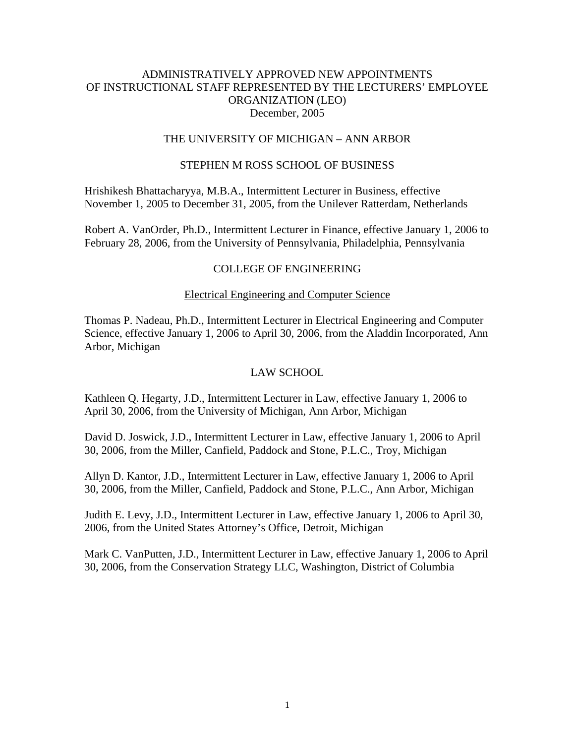# ADMINISTRATIVELY APPROVED NEW APPOINTMENTS OF INSTRUCTIONAL STAFF REPRESENTED BY THE LECTURERS' EMPLOYEE ORGANIZATION (LEO)

December, 2005

## THE UNIVERSITY OF MICHIGAN – ANN ARBOR

### STEPHEN M ROSS SCHOOL OF BUSINESS

Hrishikesh Bhattacharyya, M.B.A., Intermittent Lecturer in Business, effective November 1, 2005 to December 31, 2005, from the Unilever Ratterdam, Netherlands

Robert A. VanOrder, Ph.D., Intermittent Lecturer in Finance, effective January 1, 2006 to February 28, 2006, from the University of Pennsylvania, Philadelphia, Pennsylvania

### COLLEGE OF ENGINEERING

#### Electrical Engineering and Computer Science

Thomas P. Nadeau, Ph.D., Intermittent Lecturer in Electrical Engineering and Computer Science, effective January 1, 2006 to April 30, 2006, from the Aladdin Incorporated, Ann Arbor, Michigan

### LAW SCHOOL

Kathleen Q. Hegarty, J.D., Intermittent Lecturer in Law, effective January 1, 2006 to April 30, 2006, from the University of Michigan, Ann Arbor, Michigan

David D. Joswick, J.D., Intermittent Lecturer in Law, effective January 1, 2006 to April 30, 2006, from the Miller, Canfield, Paddock and Stone, P.L.C., Troy, Michigan

Allyn D. Kantor, J.D., Intermittent Lecturer in Law, effective January 1, 2006 to April 30, 2006, from the Miller, Canfield, Paddock and Stone, P.L.C., Ann Arbor, Michigan

Judith E. Levy, J.D., Intermittent Lecturer in Law, effective January 1, 2006 to April 30, 2006, from the United States Attorney's Office, Detroit, Michigan

Mark C. VanPutten, J.D., Intermittent Lecturer in Law, effective January 1, 2006 to April 30, 2006, from the Conservation Strategy LLC, Washington, District of Columbia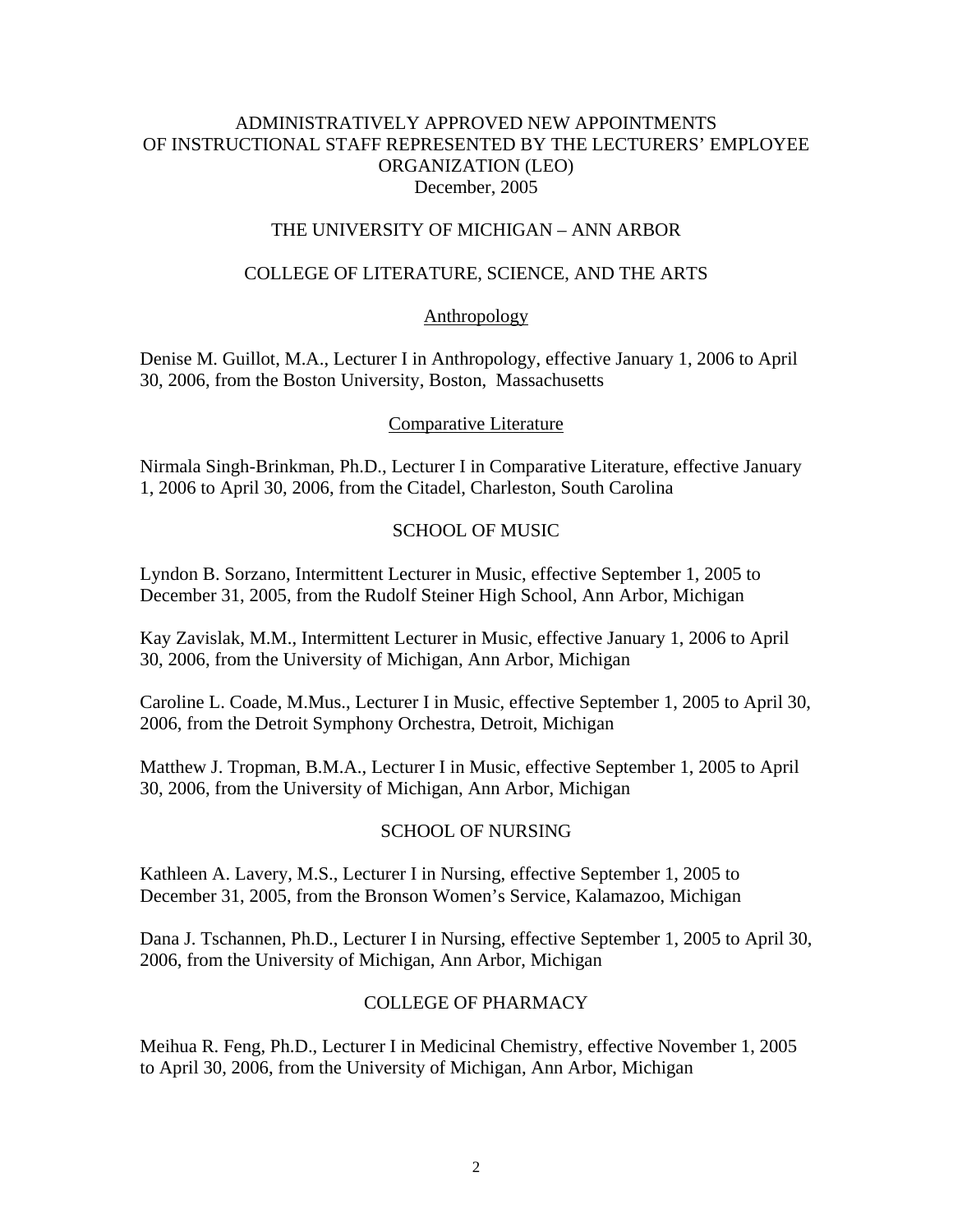# ADMINISTRATIVELY APPROVED NEW APPOINTMENTS OF INSTRUCTIONAL STAFF REPRESENTED BY THE LECTURERS' EMPLOYEE ORGANIZATION (LEO)

December, 2005

## THE UNIVERSITY OF MICHIGAN – ANN ARBOR

## COLLEGE OF LITERATURE, SCIENCE, AND THE ARTS

### Anthropology

Denise M. Guillot, M.A., Lecturer I in Anthropology, effective January 1, 2006 to April 30, 2006, from the Boston University, Boston, Massachusetts

### Comparative Literature

Nirmala Singh-Brinkman, Ph.D., Lecturer I in Comparative Literature, effective January 1, 2006 to April 30, 2006, from the Citadel, Charleston, South Carolina

## SCHOOL OF MUSIC

Lyndon B. Sorzano, Intermittent Lecturer in Music, effective September 1, 2005 to December 31, 2005, from the Rudolf Steiner High School, Ann Arbor, Michigan

Kay Zavislak, M.M., Intermittent Lecturer in Music, effective January 1, 2006 to April 30, 2006, from the University of Michigan, Ann Arbor, Michigan

Caroline L. Coade, M.Mus., Lecturer I in Music, effective September 1, 2005 to April 30, 2006, from the Detroit Symphony Orchestra, Detroit, Michigan

Matthew J. Tropman, B.M.A., Lecturer I in Music, effective September 1, 2005 to April 30, 2006, from the University of Michigan, Ann Arbor, Michigan

## SCHOOL OF NURSING

Kathleen A. Lavery, M.S., Lecturer I in Nursing, effective September 1, 2005 to December 31, 2005, from the Bronson Women's Service, Kalamazoo, Michigan

Dana J. Tschannen, Ph.D., Lecturer I in Nursing, effective September 1, 2005 to April 30, 2006, from the University of Michigan, Ann Arbor, Michigan

## COLLEGE OF PHARMACY

Meihua R. Feng, Ph.D., Lecturer I in Medicinal Chemistry, effective November 1, 2005 to April 30, 2006, from the University of Michigan, Ann Arbor, Michigan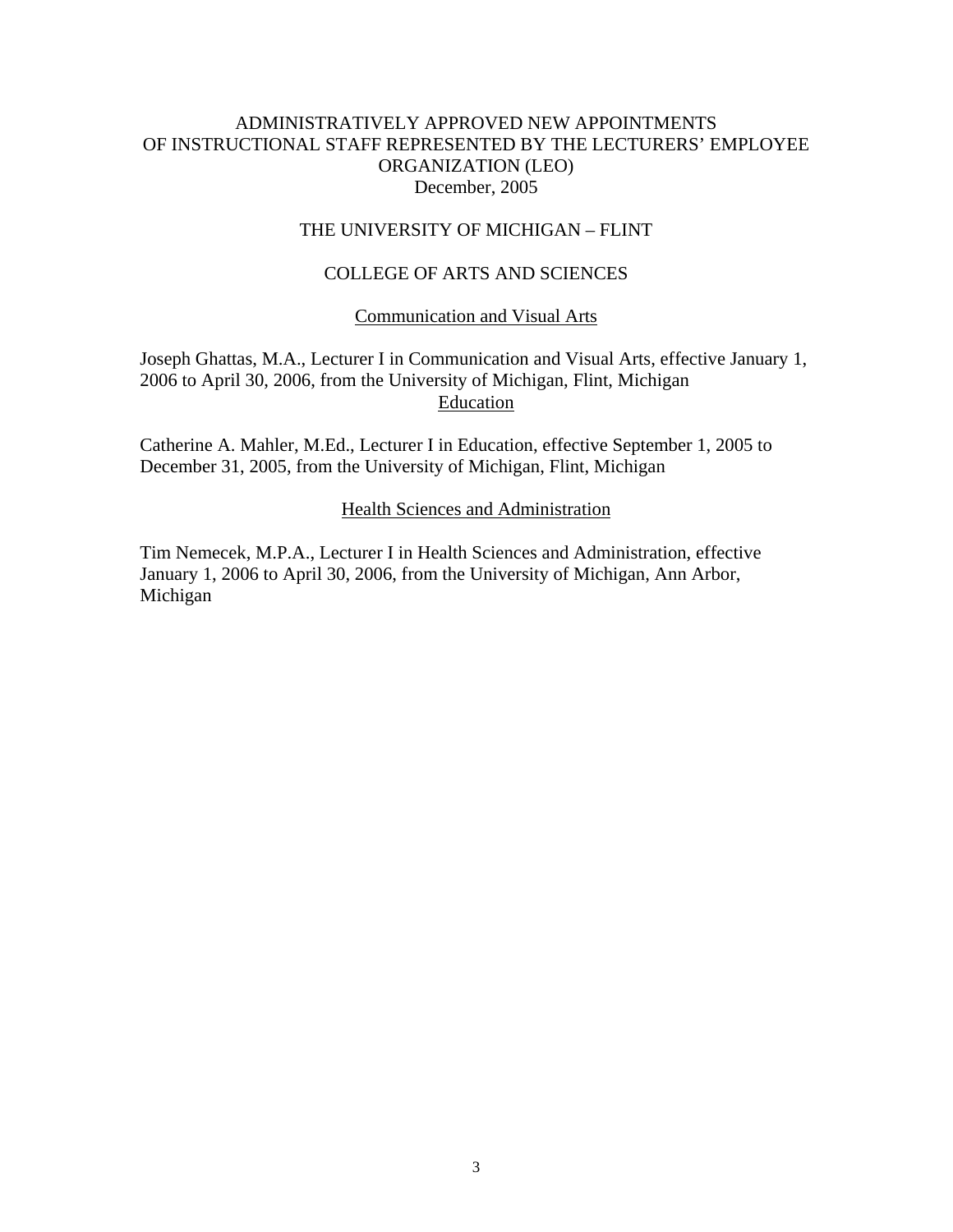# ADMINISTRATIVELY APPROVED NEW APPOINTMENTS OF INSTRUCTIONAL STAFF REPRESENTED BY THE LECTURERS' EMPLOYEE ORGANIZATION (LEO)

December, 2005

## THE UNIVERSITY OF MICHIGAN – FLINT

## COLLEGE OF ARTS AND SCIENCES

### Communication and Visual Arts

Joseph Ghattas, M.A., Lecturer I in Communication and Visual Arts, effective January 1, 2006 to April 30, 2006, from the University of Michigan, Flint, Michigan

### Education

Catherine A. Mahler, M.Ed., Lecturer I in Education, effective September 1, 2005 to December 31, 2005, from the University of Michigan, Flint, Michigan

### Health Sciences and Administration

Tim Nemecek, M.P.A., Lecturer I in Health Sciences and Administration, effective January 1, 2006 to April 30, 2006, from the University of Michigan, Ann Arbor, Michigan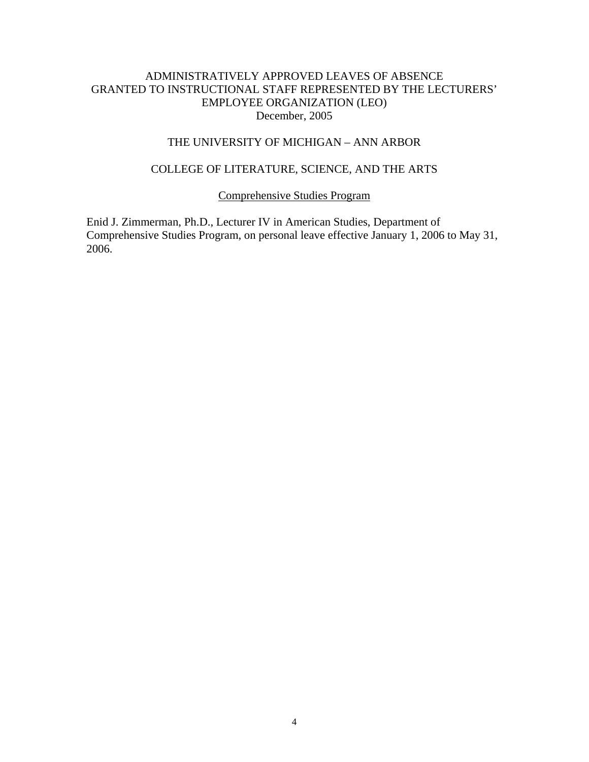# ADMINISTRATIVELY APPROVED LEAVES OF ABSENCE GRANTED TO INSTRUCTIONAL STAFF REPRESENTED BY THE LECTURERS' EMPLOYEE ORGANIZATION (LEO)

December, 2005

## THE UNIVERSITY OF MICHIGAN – ANN ARBOR

## COLLEGE OF LITERATURE, SCIENCE, AND THE ARTS

### Comprehensive Studies Program

Enid J. Zimmerman, Ph.D., Lecturer IV in American Studies, Department of Comprehensive Studies Program, on personal leave effective January 1, 2006 to May 31, 2006.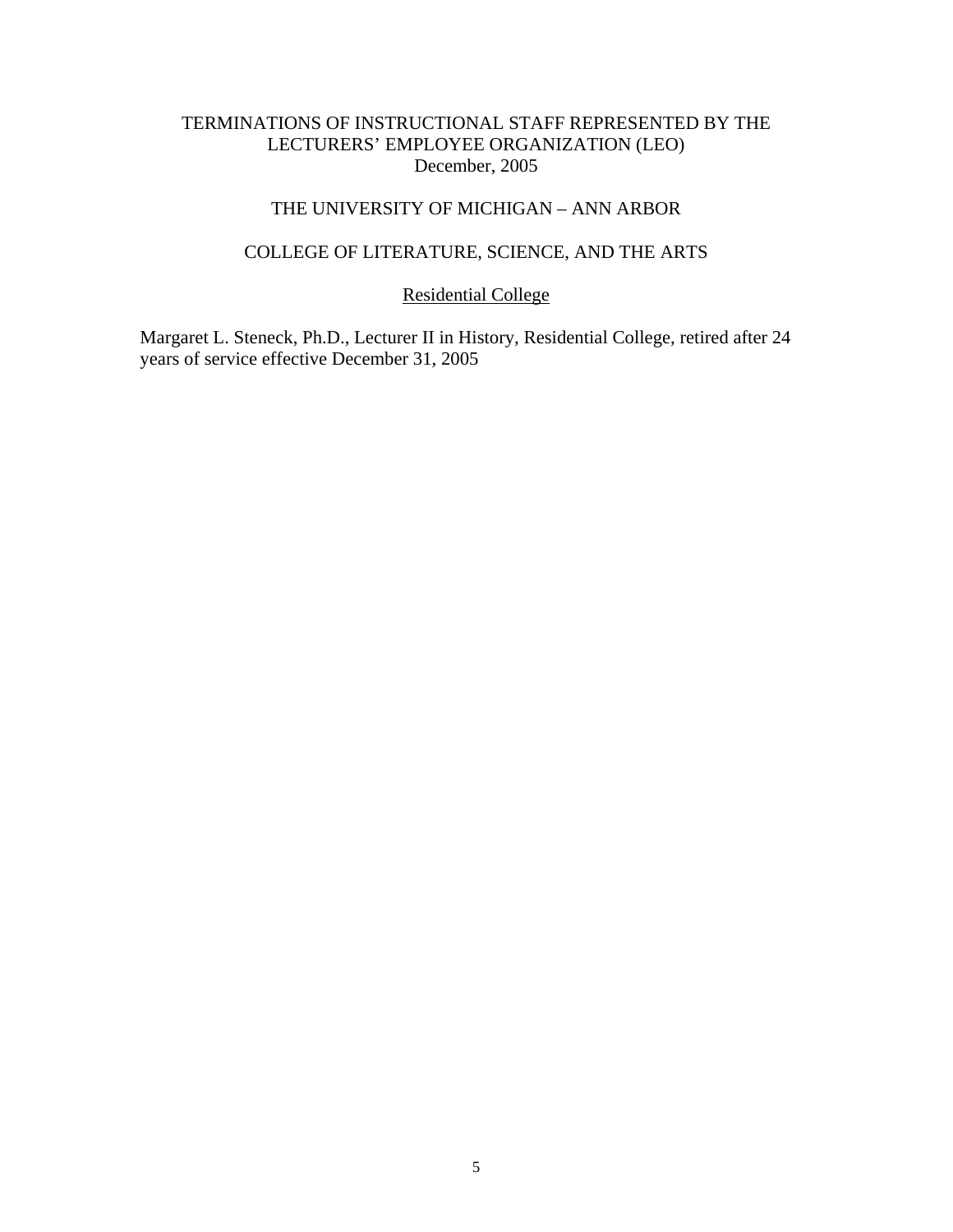# TERMINATIONS OF INSTRUCTIONAL STAFF REPRESENTED BY THE LECTURERS' EMPLOYEE ORGANIZATION (LEO)

December, 2005

## THE UNIVERSITY OF MICHIGAN – ANN ARBOR

## COLLEGE OF LITERATURE, SCIENCE, AND THE ARTS

### Residential College

Margaret L. Steneck, Ph.D., Lecturer II in History, Residential College, retired after 24 years of service effective December 31, 2005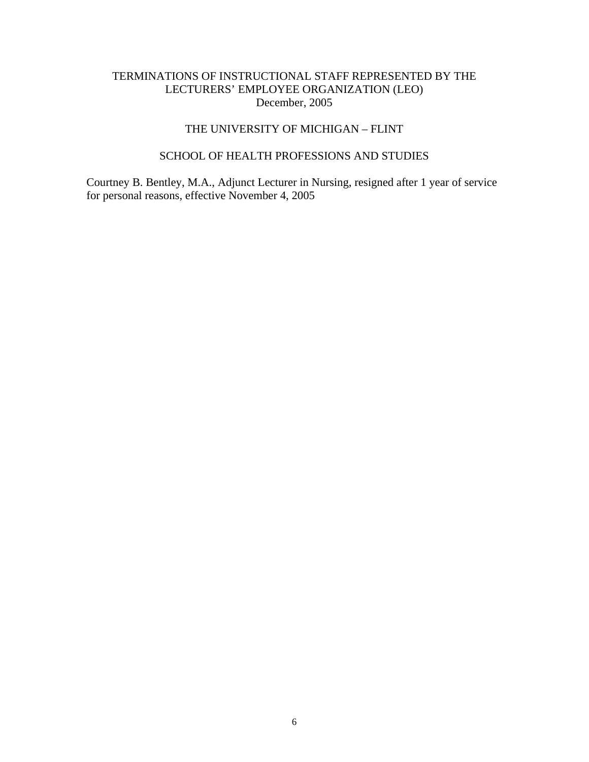# TERMINATIONS OF INSTRUCTIONAL STAFF REPRESENTED BY THE LECTURERS' EMPLOYEE ORGANIZATION (LEO)

December, 2005

## THE UNIVERSITY OF MICHIGAN – FLINT

### SCHOOL OF HEALTH PROFESSIONS AND STUDIES

Courtney B. Bentley, M.A., Adjunct Lecturer in Nursing, resigned after 1 year of service for personal reasons, effective November 4, 2005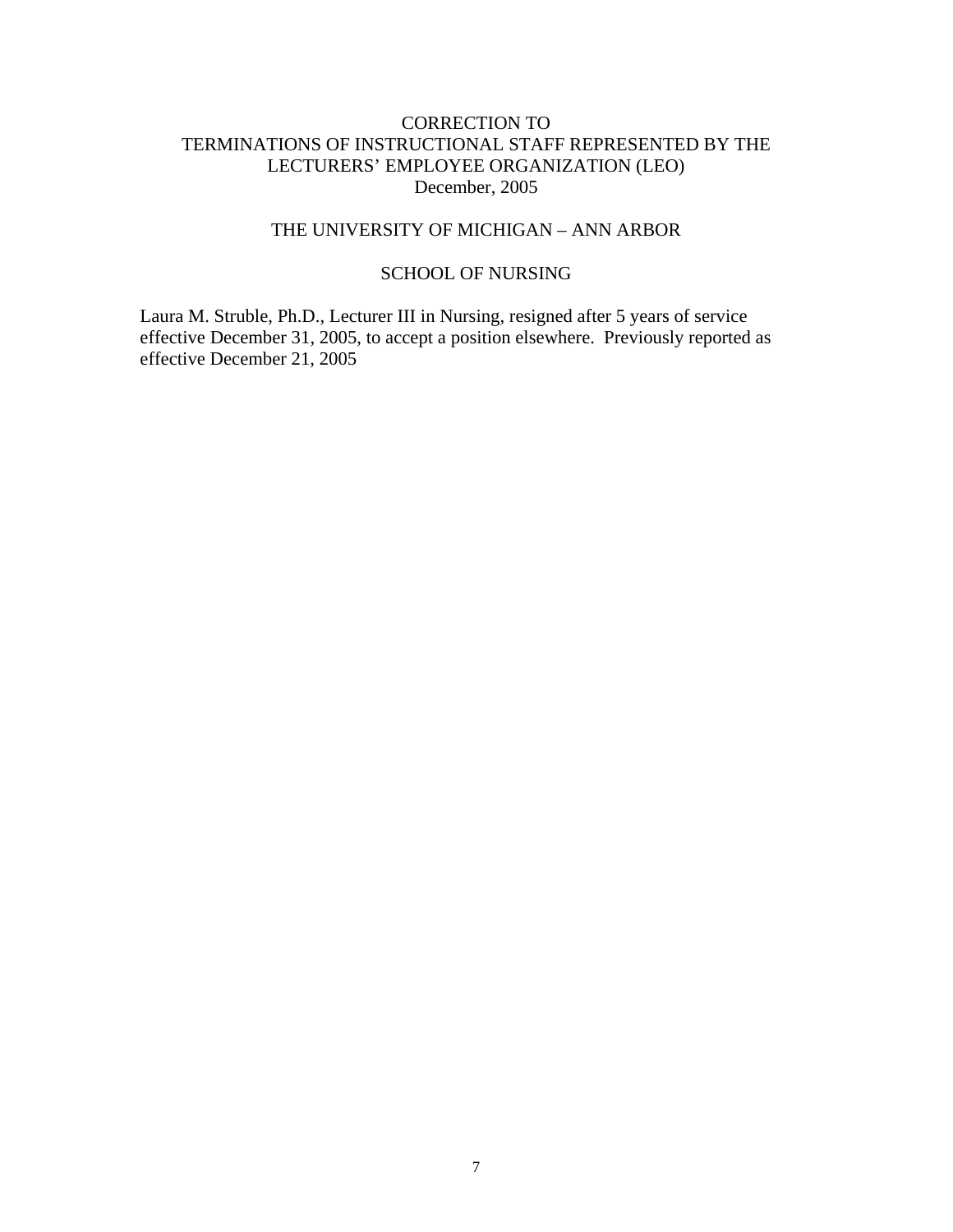# CORRECTION TO
# TERMINATIONS OF INSTRUCTIONAL STAFF REPRESENTED BY THE LECTURERS' EMPLOYEE ORGANIZATION (LEO)
December, 2005

## THE UNIVERSITY OF MICHIGAN – ANN ARBOR

### SCHOOL OF NURSING

Laura M. Struble, Ph.D., Lecturer III in Nursing, resigned after 5 years of service effective December 31, 2005, to accept a position elsewhere. Previously reported as effective December 21, 2005